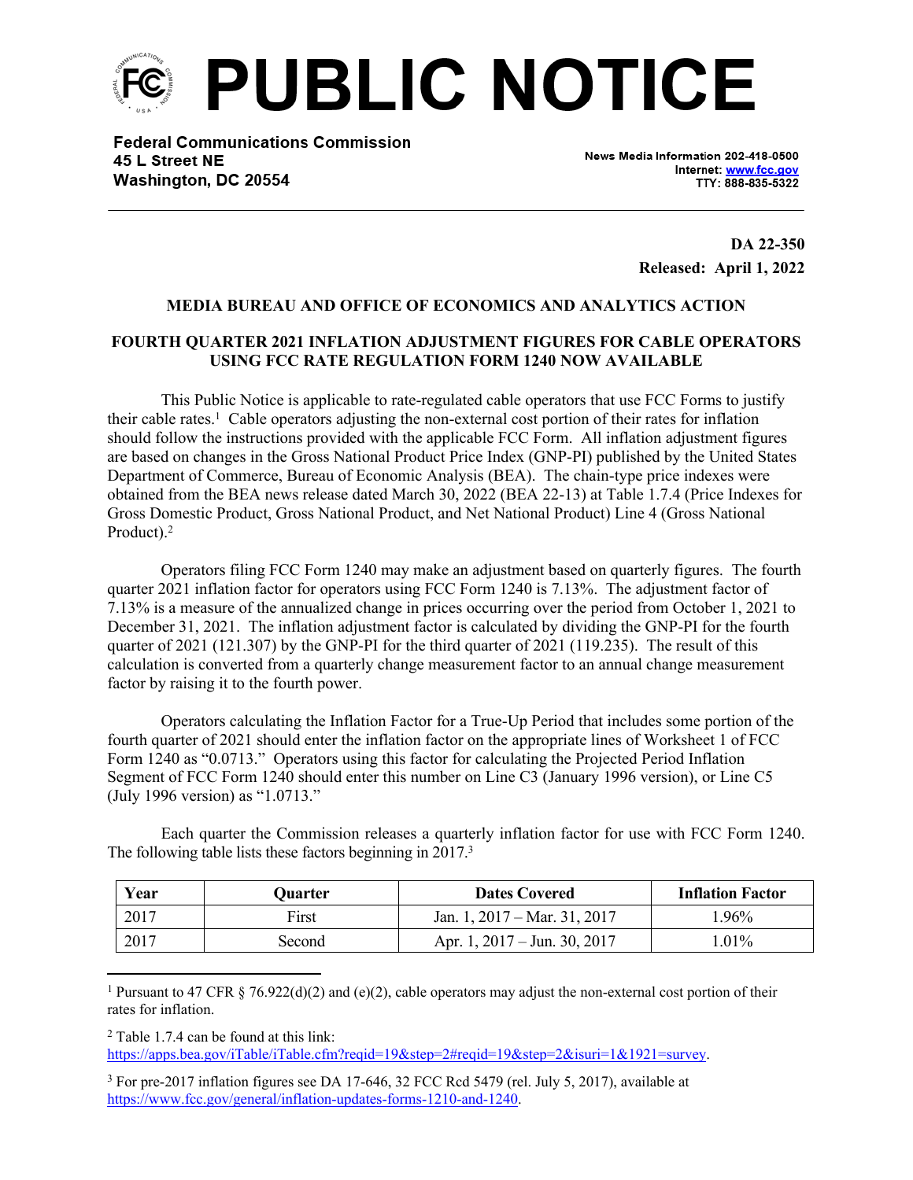# PUBLIC NOTICE

**Federal Communications Commission**
**45 L Street NE**
**Washington, DC 20554**

News Media Information 202-418-0500
Internet: www.fcc.gov
TTY: 888-835-5322

**DA 22-350**
**Released: April 1, 2022**

## MEDIA BUREAU AND OFFICE OF ECONOMICS AND ANALYTICS ACTION

## FOURTH QUARTER 2021 INFLATION ADJUSTMENT FIGURES FOR CABLE OPERATORS USING FCC RATE REGULATION FORM 1240 NOW AVAILABLE

This Public Notice is applicable to rate-regulated cable operators that use FCC Forms to justify their cable rates.[1] Cable operators adjusting the non-external cost portion of their rates for inflation should follow the instructions provided with the applicable FCC Form. All inflation adjustment figures are based on changes in the Gross National Product Price Index (GNP-PI) published by the United States Department of Commerce, Bureau of Economic Analysis (BEA). The chain-type price indexes were obtained from the BEA news release dated March 30, 2022 (BEA 22-13) at Table 1.7.4 (Price Indexes for Gross Domestic Product, Gross National Product, and Net National Product) Line 4 (Gross National Product).[2]

Operators filing FCC Form 1240 may make an adjustment based on quarterly figures. The fourth quarter 2021 inflation factor for operators using FCC Form 1240 is 7.13%. The adjustment factor of 7.13% is a measure of the annualized change in prices occurring over the period from October 1, 2021 to December 31, 2021. The inflation adjustment factor is calculated by dividing the GNP-PI for the fourth quarter of 2021 (121.307) by the GNP-PI for the third quarter of 2021 (119.235). The result of this calculation is converted from a quarterly change measurement factor to an annual change measurement factor by raising it to the fourth power.

Operators calculating the Inflation Factor for a True-Up Period that includes some portion of the fourth quarter of 2021 should enter the inflation factor on the appropriate lines of Worksheet 1 of FCC Form 1240 as "0.0713." Operators using this factor for calculating the Projected Period Inflation Segment of FCC Form 1240 should enter this number on Line C3 (January 1996 version), or Line C5 (July 1996 version) as "1.0713."

Each quarter the Commission releases a quarterly inflation factor for use with FCC Form 1240. The following table lists these factors beginning in 2017.[3]

| Year | Quarter | Dates Covered | Inflation Factor |
|---|---|---|---|
| 2017 | First | Jan. 1, 2017 – Mar. 31, 2017 | 1.96% |
| 2017 | Second | Apr. 1, 2017 – Jun. 30, 2017 | 1.01% |

[1] Pursuant to 47 CFR § 76.922(d)(2) and (e)(2), cable operators may adjust the non-external cost portion of their rates for inflation.

[2] Table 1.7.4 can be found at this link: https://apps.bea.gov/iTable/iTable.cfm?reqid=19&step=2#reqid=19&step=2&isuri=1&1921=survey.

[3] For pre-2017 inflation figures see DA 17-646, 32 FCC Rcd 5479 (rel. July 5, 2017), available at https://www.fcc.gov/general/inflation-updates-forms-1210-and-1240.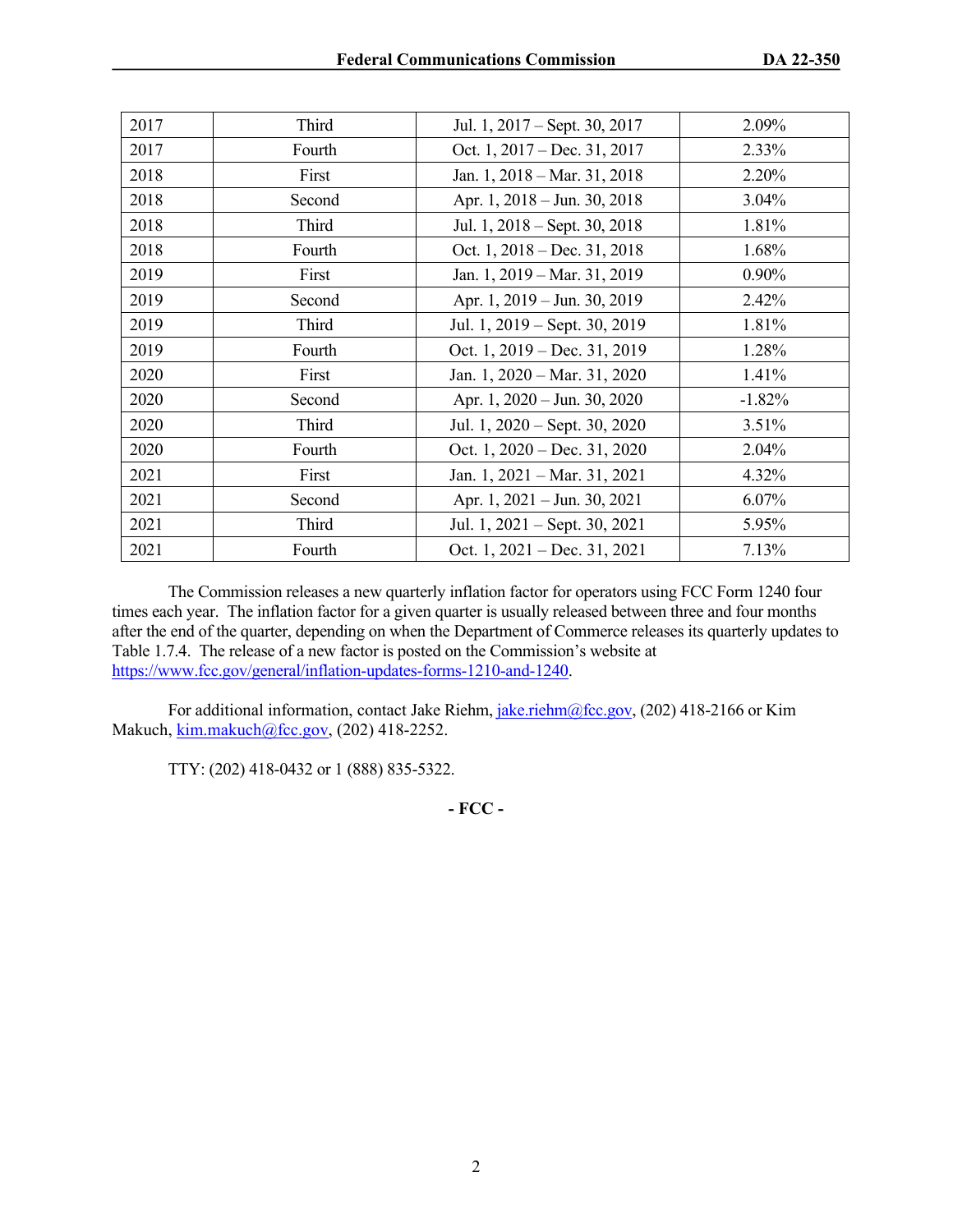| | | | |
|---|---|---|---|
| 2017 | Third | Jul. 1, 2017 – Sept. 30, 2017 | 2.09% |
| 2017 | Fourth | Oct. 1, 2017 – Dec. 31, 2017 | 2.33% |
| 2018 | First | Jan. 1, 2018 – Mar. 31, 2018 | 2.20% |
| 2018 | Second | Apr. 1, 2018 – Jun. 30, 2018 | 3.04% |
| 2018 | Third | Jul. 1, 2018 – Sept. 30, 2018 | 1.81% |
| 2018 | Fourth | Oct. 1, 2018 – Dec. 31, 2018 | 1.68% |
| 2019 | First | Jan. 1, 2019 – Mar. 31, 2019 | 0.90% |
| 2019 | Second | Apr. 1, 2019 – Jun. 30, 2019 | 2.42% |
| 2019 | Third | Jul. 1, 2019 – Sept. 30, 2019 | 1.81% |
| 2019 | Fourth | Oct. 1, 2019 – Dec. 31, 2019 | 1.28% |
| 2020 | First | Jan. 1, 2020 – Mar. 31, 2020 | 1.41% |
| 2020 | Second | Apr. 1, 2020 – Jun. 30, 2020 | -1.82% |
| 2020 | Third | Jul. 1, 2020 – Sept. 30, 2020 | 3.51% |
| 2020 | Fourth | Oct. 1, 2020 – Dec. 31, 2020 | 2.04% |
| 2021 | First | Jan. 1, 2021 – Mar. 31, 2021 | 4.32% |
| 2021 | Second | Apr. 1, 2021 – Jun. 30, 2021 | 6.07% |
| 2021 | Third | Jul. 1, 2021 – Sept. 30, 2021 | 5.95% |
| 2021 | Fourth | Oct. 1, 2021 – Dec. 31, 2021 | 7.13% |

The Commission releases a new quarterly inflation factor for operators using FCC Form 1240 four times each year. The inflation factor for a given quarter is usually released between three and four months after the end of the quarter, depending on when the Department of Commerce releases its quarterly updates to Table 1.7.4. The release of a new factor is posted on the Commission's website at https://www.fcc.gov/general/inflation-updates-forms-1210-and-1240.

For additional information, contact Jake Riehm, jake.riehm@fcc.gov, (202) 418-2166 or Kim Makuch, kim.makuch@fcc.gov, (202) 418-2252.

TTY: (202) 418-0432 or 1 (888) 835-5322.

**- FCC -**